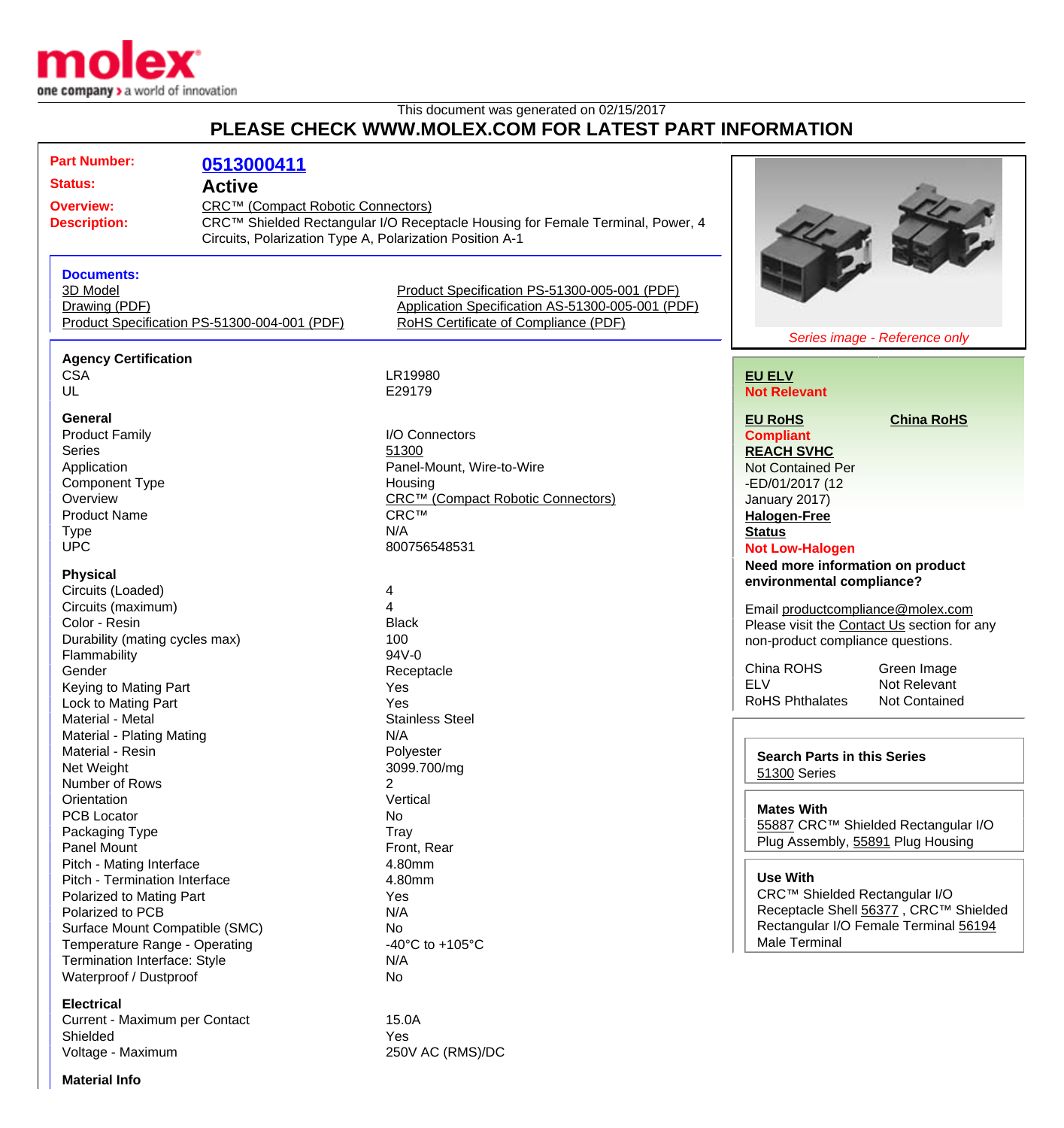This document was generated on 02/15/2017

# PLEASE CHECK WWW.MOLEX.COM FOR LATEST PART INFORMATION

**Part Number:** 0513000411

**Status:** Active

**Overview:** CRC™ (Compact Robotic Connectors)

**Description:** CRC™ Shielded Rectangular I/O Receptacle Housing for Female Terminal, Power, 4 Circuits, Polarization Type A, Polarization Position A-1

*Series image - Reference only*

### Documents:

- 3D Model
- Drawing (PDF)
- Product Specification PS-51300-004-001 (PDF)
- Product Specification PS-51300-005-001 (PDF)
- Application Specification AS-51300-005-001 (PDF)
- RoHS Certificate of Compliance (PDF)

### Agency Certification

| | |
|---|---|
| CSA | LR19980 |
| UL | E29179 |

### General

| | |
|---|---|
| Product Family | I/O Connectors |
| Series | 51300 |
| Application | Panel-Mount, Wire-to-Wire |
| Component Type | Housing |
| Overview | CRC™ (Compact Robotic Connectors) |
| Product Name | CRC™ |
| Type | N/A |
| UPC | 800756548531 |

### Physical

| | |
|---|---|
| Circuits (Loaded) | 4 |
| Circuits (maximum) | 4 |
| Color - Resin | Black |
| Durability (mating cycles max) | 100 |
| Flammability | 94V-0 |
| Gender | Receptacle |
| Keying to Mating Part | Yes |
| Lock to Mating Part | Yes |
| Material - Metal | Stainless Steel |
| Material - Plating Mating | N/A |
| Material - Resin | Polyester |
| Net Weight | 3099.700/mg |
| Number of Rows | 2 |
| Orientation | Vertical |
| PCB Locator | No |
| Packaging Type | Tray |
| Panel Mount | Front, Rear |
| Pitch - Mating Interface | 4.80mm |
| Pitch - Termination Interface | 4.80mm |
| Polarized to Mating Part | Yes |
| Polarized to PCB | N/A |
| Surface Mount Compatible (SMC) | No |
| Temperature Range - Operating | -40°C to +105°C |
| Termination Interface: Style | N/A |
| Waterproof / Dustproof | No |

### Electrical

| | |
|---|---|
| Current - Maximum per Contact | 15.0A |
| Shielded | Yes |
| Voltage - Maximum | 250V AC (RMS)/DC |

### Material Info

**EU ELV**
**Not Relevant**

**EU RoHS** **China RoHS**
**Compliant**

**REACH SVHC**
Not Contained Per -ED/01/2017 (12 January 2017)

**Halogen-Free Status**
**Not Low-Halogen**

**Need more information on product environmental compliance?**

Email productcompliance@molex.com
Please visit the Contact Us section for any non-product compliance questions.

| | |
|---|---|
| China ROHS | Green Image |
| ELV | Not Relevant |
| RoHS Phthalates | Not Contained |

**Search Parts in this Series**
51300 Series

**Mates With**
55887 CRC™ Shielded Rectangular I/O Plug Assembly, 55891 Plug Housing

**Use With**
CRC™ Shielded Rectangular I/O Receptacle Shell 56377 , CRC™ Shielded Rectangular I/O Female Terminal 56194 Male Terminal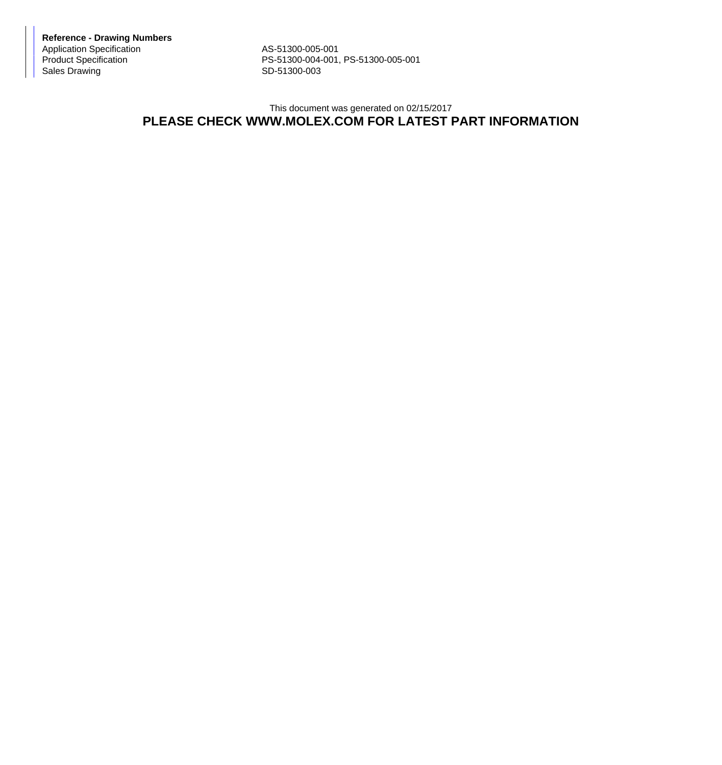**Reference - Drawing Numbers**

| | |
|---|---|
| Application Specification | AS-51300-005-001 |
| Product Specification | PS-51300-004-001, PS-51300-005-001 |
| Sales Drawing | SD-51300-003 |

This document was generated on 02/15/2017

**PLEASE CHECK WWW.MOLEX.COM FOR LATEST PART INFORMATION**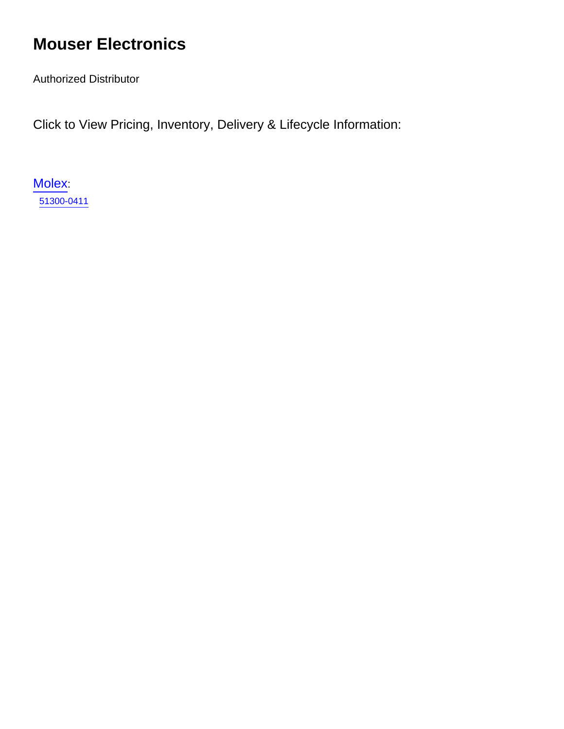# Mouser Electronics

Authorized Distributor

Click to View Pricing, Inventory, Delivery & Lifecycle Information:

Molex:

51300-0411